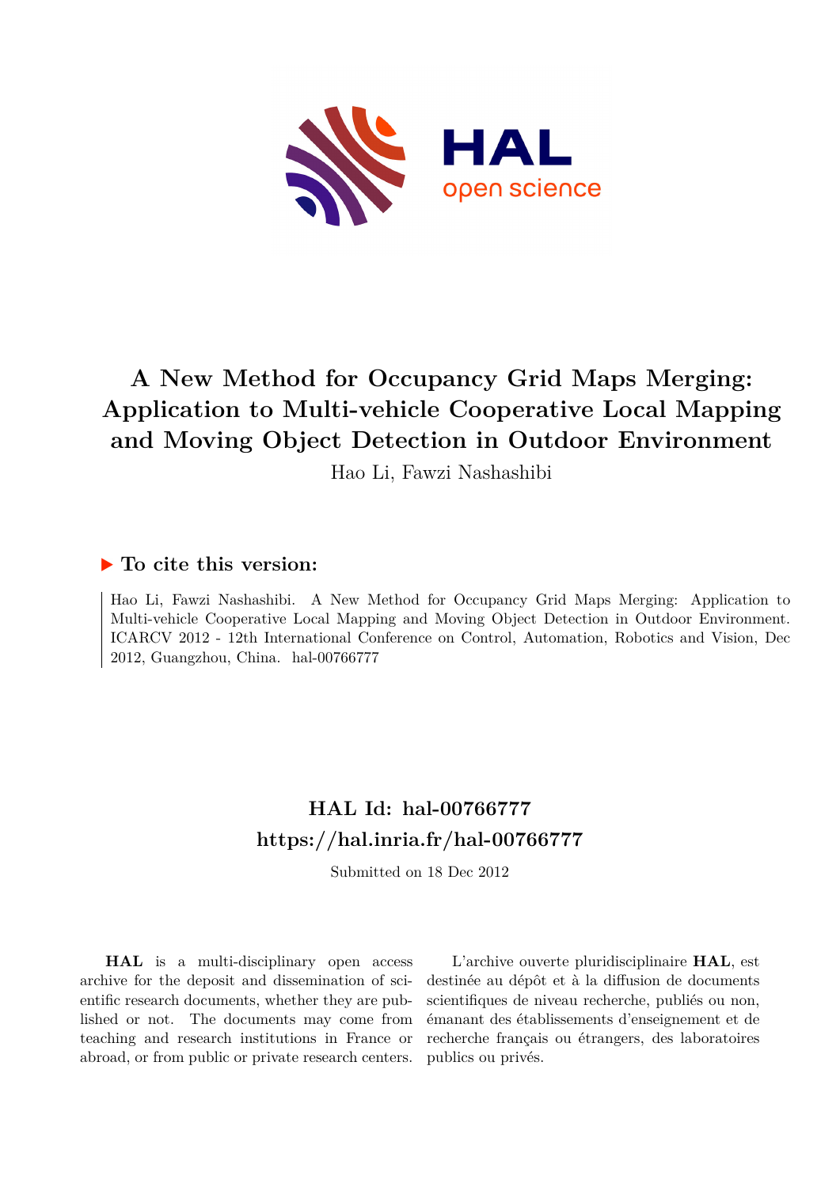HAL open science

# A New Method for Occupancy Grid Maps Merging: Application to Multi-vehicle Cooperative Local Mapping and Moving Object Detection in Outdoor Environment

Hao Li, Fawzi Nashashibi

## ▶ To cite this version:

Hao Li, Fawzi Nashashibi. A New Method for Occupancy Grid Maps Merging: Application to Multi-vehicle Cooperative Local Mapping and Moving Object Detection in Outdoor Environment. ICARCV 2012 - 12th International Conference on Control, Automation, Robotics and Vision, Dec 2012, Guangzhou, China. hal-00766777

## HAL Id: hal-00766777

## https://hal.inria.fr/hal-00766777

Submitted on 18 Dec 2012

**HAL** is a multi-disciplinary open access archive for the deposit and dissemination of scientific research documents, whether they are published or not. The documents may come from teaching and research institutions in France or abroad, or from public or private research centers.

L'archive ouverte pluridisciplinaire **HAL**, est destinée au dépôt et à la diffusion de documents scientifiques de niveau recherche, publiés ou non, émanant des établissements d'enseignement et de recherche français ou étrangers, des laboratoires publics ou privés.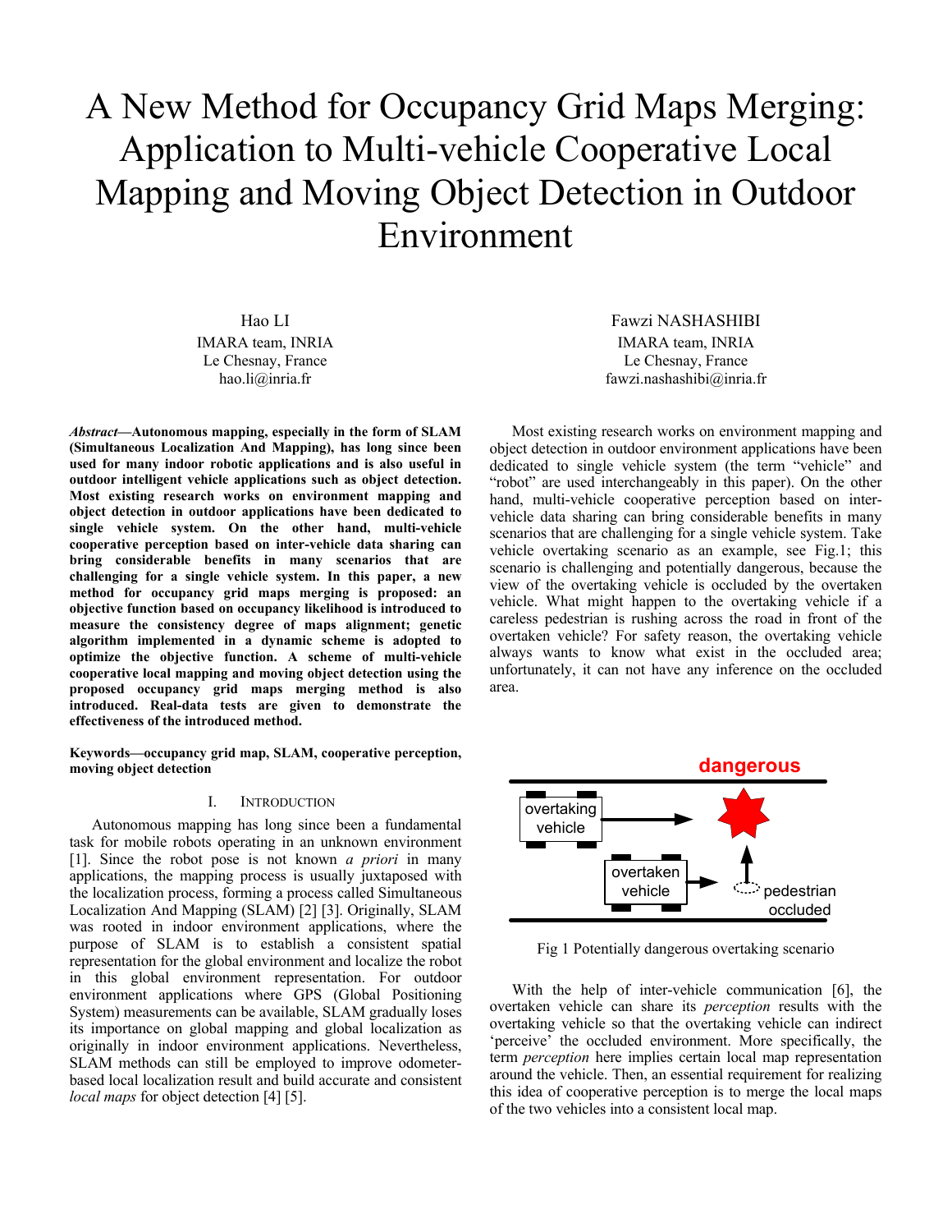# A New Method for Occupancy Grid Maps Merging: Application to Multi-vehicle Cooperative Local Mapping and Moving Object Detection in Outdoor Environment

Hao LI
IMARA team, INRIA
Le Chesnay, France
hao.li@inria.fr

Fawzi NASHASHIBI
IMARA team, INRIA
Le Chesnay, France
fawzi.nashashibi@inria.fr

***Abstract*—Autonomous mapping, especially in the form of SLAM (Simultaneous Localization And Mapping), has long since been used for many indoor robotic applications and is also useful in outdoor intelligent vehicle applications such as object detection. Most existing research works on environment mapping and object detection in outdoor applications have been dedicated to single vehicle system. On the other hand, multi-vehicle cooperative perception based on inter-vehicle data sharing can bring considerable benefits in many scenarios that are challenging for a single vehicle system. In this paper, a new method for occupancy grid maps merging is proposed: an objective function based on occupancy likelihood is introduced to measure the consistency degree of maps alignment; genetic algorithm implemented in a dynamic scheme is adopted to optimize the objective function. A scheme of multi-vehicle cooperative local mapping and moving object detection using the proposed occupancy grid maps merging method is also introduced. Real-data tests are given to demonstrate the effectiveness of the introduced method.**

**Keywords—occupancy grid map, SLAM, cooperative perception, moving object detection**

## I. Introduction

Autonomous mapping has long since been a fundamental task for mobile robots operating in an unknown environment [1]. Since the robot pose is not known *a priori* in many applications, the mapping process is usually juxtaposed with the localization process, forming a process called Simultaneous Localization And Mapping (SLAM) [2] [3]. Originally, SLAM was rooted in indoor environment applications, where the purpose of SLAM is to establish a consistent spatial representation for the global environment and localize the robot in this global environment representation. For outdoor environment applications where GPS (Global Positioning System) measurements can be available, SLAM gradually loses its importance on global mapping and global localization as originally in indoor environment applications. Nevertheless, SLAM methods can still be employed to improve odometer-based local localization result and build accurate and consistent *local maps* for object detection [4] [5].

Most existing research works on environment mapping and object detection in outdoor environment applications have been dedicated to single vehicle system (the term "vehicle" and "robot" are used interchangeably in this paper). On the other hand, multi-vehicle cooperative perception based on inter-vehicle data sharing can bring considerable benefits in many scenarios that are challenging for a single vehicle system. Take vehicle overtaking scenario as an example, see Fig.1; this scenario is challenging and potentially dangerous, because the view of the overtaking vehicle is occluded by the overtaken vehicle. What might happen to the overtaking vehicle if a careless pedestrian is rushing across the road in front of the overtaken vehicle? For safety reason, the overtaking vehicle always wants to know what exist in the occluded area; unfortunately, it can not have any inference on the occluded area.

Fig 1 Potentially dangerous overtaking scenario

With the help of inter-vehicle communication [6], the overtaken vehicle can share its *perception* results with the overtaking vehicle so that the overtaking vehicle can indirect 'perceive' the occluded environment. More specifically, the term *perception* here implies certain local map representation around the vehicle. Then, an essential requirement for realizing this idea of cooperative perception is to merge the local maps of the two vehicles into a consistent local map.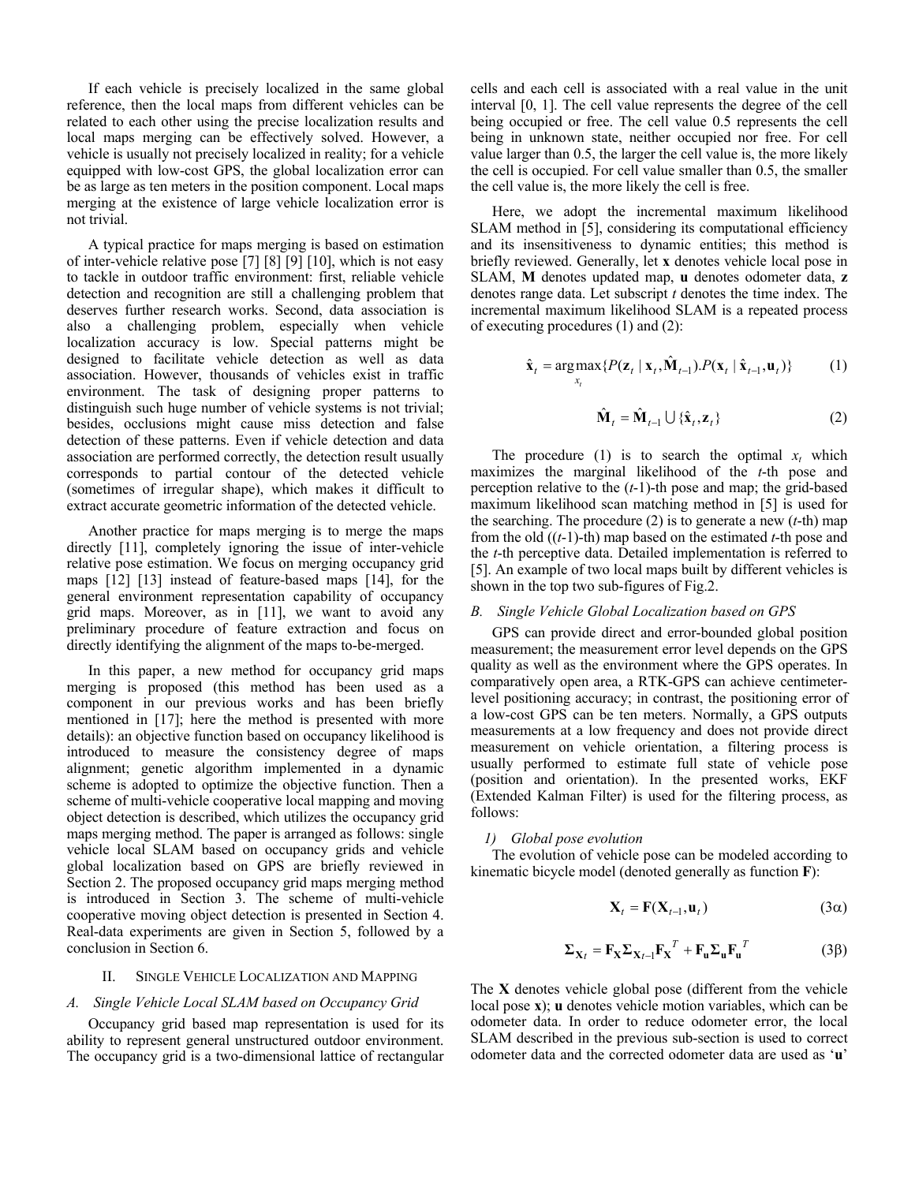If each vehicle is precisely localized in the same global reference, then the local maps from different vehicles can be related to each other using the precise localization results and local maps merging can be effectively solved. However, a vehicle is usually not precisely localized in reality; for a vehicle equipped with low-cost GPS, the global localization error can be as large as ten meters in the position component. Local maps merging at the existence of large vehicle localization error is not trivial.

A typical practice for maps merging is based on estimation of inter-vehicle relative pose [7] [8] [9] [10], which is not easy to tackle in outdoor traffic environment: first, reliable vehicle detection and recognition are still a challenging problem that deserves further research works. Second, data association is also a challenging problem, especially when vehicle localization accuracy is low. Special patterns might be designed to facilitate vehicle detection as well as data association. However, thousands of vehicles exist in traffic environment. The task of designing proper patterns to distinguish such huge number of vehicle systems is not trivial; besides, occlusions might cause miss detection and false detection of these patterns. Even if vehicle detection and data association are performed correctly, the detection result usually corresponds to partial contour of the detected vehicle (sometimes of irregular shape), which makes it difficult to extract accurate geometric information of the detected vehicle.

Another practice for maps merging is to merge the maps directly [11], completely ignoring the issue of inter-vehicle relative pose estimation. We focus on merging occupancy grid maps [12] [13] instead of feature-based maps [14], for the general environment representation capability of occupancy grid maps. Moreover, as in [11], we want to avoid any preliminary procedure of feature extraction and focus on directly identifying the alignment of the maps to-be-merged.

In this paper, a new method for occupancy grid maps merging is proposed (this method has been used as a component in our previous works and has been briefly mentioned in [17]; here the method is presented with more details): an objective function based on occupancy likelihood is introduced to measure the consistency degree of maps alignment; genetic algorithm implemented in a dynamic scheme is adopted to optimize the objective function. Then a scheme of multi-vehicle cooperative local mapping and moving object detection is described, which utilizes the occupancy grid maps merging method. The paper is arranged as follows: single vehicle local SLAM based on occupancy grids and vehicle global localization based on GPS are briefly reviewed in Section 2. The proposed occupancy grid maps merging method is introduced in Section 3. The scheme of multi-vehicle cooperative moving object detection is presented in Section 4. Real-data experiments are given in Section 5, followed by a conclusion in Section 6.

## II. Single Vehicle Localization and Mapping

### A. Single Vehicle Local SLAM based on Occupancy Grid

Occupancy grid based map representation is used for its ability to represent general unstructured outdoor environment. The occupancy grid is a two-dimensional lattice of rectangular cells and each cell is associated with a real value in the unit interval [0, 1]. The cell value represents the degree of the cell being occupied or free. The cell value 0.5 represents the cell being in unknown state, neither occupied nor free. For cell value larger than 0.5, the larger the cell value is, the more likely the cell is occupied. For cell value smaller than 0.5, the smaller the cell value is, the more likely the cell is free.

Here, we adopt the incremental maximum likelihood SLAM method in [5], considering its computational efficiency and its insensitiveness to dynamic entities; this method is briefly reviewed. Generally, let $\mathbf{x}$ denotes vehicle local pose in SLAM, $\mathbf{M}$ denotes updated map, $\mathbf{u}$ denotes odometer data, $\mathbf{z}$ denotes range data. Let subscript $t$ denotes the time index. The incremental maximum likelihood SLAM is a repeated process of executing procedures (1) and (2):

$$\hat{\mathbf{x}}_t = \underset{x_t}{\arg\max}\{P(\mathbf{z}_t \mid \mathbf{x}_t, \hat{\mathbf{M}}_{t-1}).P(\mathbf{x}_t \mid \hat{\mathbf{x}}_{t-1}, \mathbf{u}_t)\} \tag{1}$$

$$\hat{\mathbf{M}}_t = \hat{\mathbf{M}}_{t-1} \bigcup \{\hat{\mathbf{x}}_t, \mathbf{z}_t\} \tag{2}$$

The procedure (1) is to search the optimal $x_t$ which maximizes the marginal likelihood of the $t$-th pose and perception relative to the ($t$-1)-th pose and map; the grid-based maximum likelihood scan matching method in [5] is used for the searching. The procedure (2) is to generate a new ($t$-th) map from the old (($t$-1)-th) map based on the estimated $t$-th pose and the $t$-th perceptive data. Detailed implementation is referred to [5]. An example of two local maps built by different vehicles is shown in the top two sub-figures of Fig.2.

### B. Single Vehicle Global Localization based on GPS

GPS can provide direct and error-bounded global position measurement; the measurement error level depends on the GPS quality as well as the environment where the GPS operates. In comparatively open area, a RTK-GPS can achieve centimeter-level positioning accuracy; in contrast, the positioning error of a low-cost GPS can be ten meters. Normally, a GPS outputs measurements at a low frequency and does not provide direct measurement on vehicle orientation, a filtering process is usually performed to estimate full state of vehicle pose (position and orientation). In the presented works, EKF (Extended Kalman Filter) is used for the filtering process, as follows:

#### *1) Global pose evolution*

The evolution of vehicle pose can be modeled according to kinematic bicycle model (denoted generally as function $\mathbf{F}$):

$$\mathbf{X}_t = \mathbf{F}(\mathbf{X}_{t-1}, \mathbf{u}_t) \tag{3$\alpha$}$$

$$\mathbf{\Sigma}_{\mathbf{X}_t} = \mathbf{F}_{\mathbf{X}} \mathbf{\Sigma}_{\mathbf{X}_{t-1}} \mathbf{F}_{\mathbf{X}}^T + \mathbf{F}_{\mathbf{u}} \mathbf{\Sigma}_{\mathbf{u}} \mathbf{F}_{\mathbf{u}}^T \tag{3$\beta$}$$

The $\mathbf{X}$ denotes vehicle global pose (different from the vehicle local pose $\mathbf{x}$); $\mathbf{u}$ denotes vehicle motion variables, which can be odometer data. In order to reduce odometer error, the local SLAM described in the previous sub-section is used to correct odometer data and the corrected odometer data are used as '$\mathbf{u}$'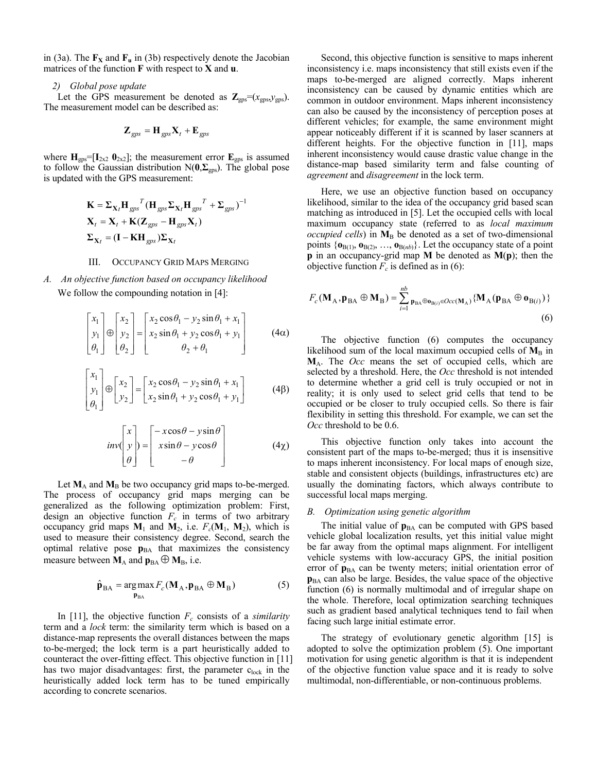in (3a). The $\mathbf{F_X}$ and $\mathbf{F_u}$ in (3b) respectively denote the Jacobian matrices of the function $\mathbf{F}$ with respect to $\mathbf{X}$ and $\mathbf{u}$.

*2) Global pose update*

Let the GPS measurement be denoted as $\mathbf{Z}_{gps}=(x_{gps},y_{gps})$. The measurement model can be described as:

$$\mathbf{Z}_{gps} = \mathbf{H}_{gps}\mathbf{X}_t + \mathbf{E}_{gps}$$

where $\mathbf{H}_{gps}=[\mathbf{I}_{2x2}\ \mathbf{0}_{2x2}]$; the measurement error $\mathbf{E}_{gps}$ is assumed to follow the Gaussian distribution $N(\mathbf{0},\mathbf{\Sigma}_{gps})$. The global pose is updated with the GPS measurement:

$$\mathbf{K} = \mathbf{\Sigma}_{\mathbf{X}_t}\mathbf{H}_{gps}^{\ T}(\mathbf{H}_{gps}\mathbf{\Sigma}_{\mathbf{X}_t}\mathbf{H}_{gps}^{\ T} + \mathbf{\Sigma}_{gps})^{-1}$$
$$\mathbf{X}_t = \mathbf{X}_t + \mathbf{K}(\mathbf{Z}_{gps} - \mathbf{H}_{gps}\mathbf{X}_t)$$
$$\mathbf{\Sigma}_{\mathbf{X}_t} = (\mathbf{I} - \mathbf{K}\mathbf{H}_{gps})\mathbf{\Sigma}_{\mathbf{X}_t}$$

## III. Occupancy Grid Maps Merging

### A. An objective function based on occupancy likelihood

We follow the compounding notation in [4]:

$$\begin{bmatrix} x_1 \\ y_1 \\ \theta_1 \end{bmatrix} \oplus \begin{bmatrix} x_2 \\ y_2 \\ \theta_2 \end{bmatrix} = \begin{bmatrix} x_2\cos\theta_1 - y_2\sin\theta_1 + x_1 \\ x_2\sin\theta_1 + y_2\cos\theta_1 + y_1 \\ \theta_2 + \theta_1 \end{bmatrix} \quad (4\alpha)$$

$$\begin{bmatrix} x_1 \\ y_1 \\ \theta_1 \end{bmatrix} \oplus \begin{bmatrix} x_2 \\ y_2 \end{bmatrix} = \begin{bmatrix} x_2\cos\theta_1 - y_2\sin\theta_1 + x_1 \\ x_2\sin\theta_1 + y_2\cos\theta_1 + y_1 \end{bmatrix} \quad (4\beta)$$

$$inv(\begin{bmatrix} x \\ y \\ \theta \end{bmatrix}) = \begin{bmatrix} -x\cos\theta - y\sin\theta \\ x\sin\theta - y\cos\theta \\ -\theta \end{bmatrix} \quad (4\chi)$$

Let $\mathbf{M}_{\mathrm{A}}$ and $\mathbf{M}_{\mathrm{B}}$ be two occupancy grid maps to-be-merged. The process of occupancy grid maps merging can be generalized as the following optimization problem: First, design an objective function $F_c$ in terms of two arbitrary occupancy grid maps $\mathbf{M}_1$ and $\mathbf{M}_2$, i.e. $F_c(\mathbf{M}_1, \mathbf{M}_2)$, which is used to measure their consistency degree. Second, search the optimal relative pose $\mathbf{p}_{\mathrm{BA}}$ that maximizes the consistency measure between $\mathbf{M}_{\mathrm{A}}$ and $\mathbf{p}_{\mathrm{BA}} \oplus \mathbf{M}_{\mathrm{B}}$, i.e.

$$\hat{\mathbf{p}}_{\mathrm{BA}} = \underset{\mathbf{p}_{\mathrm{BA}}}{\arg\max} F_c(\mathbf{M}_{\mathrm{A}}, \mathbf{p}_{\mathrm{BA}} \oplus \mathbf{M}_{\mathrm{B}}) \quad (5)$$

In [11], the objective function $F_c$ consists of a *similarity* term and a *lock* term: the similarity term which is based on a distance-map represents the overall distances between the maps to-be-merged; the lock term is a part heuristically added to counteract the over-fitting effect. This objective function in [11] has two major disadvantages: first, the parameter $c_{lock}$ in the heuristically added lock term has to be tuned empirically according to concrete scenarios.

Second, this objective function is sensitive to maps inherent inconsistency i.e. maps inconsistency that still exists even if the maps to-be-merged are aligned correctly. Maps inherent inconsistency can be caused by dynamic entities which are common in outdoor environment. Maps inherent inconsistency can also be caused by the inconsistency of perception poses at different vehicles; for example, the same environment might appear noticeably different if it is scanned by laser scanners at different heights. For the objective function in [11], maps inherent inconsistency would cause drastic value change in the distance-map based similarity term and false counting of *agreement* and *disagreement* in the lock term.

Here, we use an objective function based on occupancy likelihood, similar to the idea of the occupancy grid based scan matching as introduced in [5]. Let the occupied cells with local maximum occupancy state (referred to as *local maximum occupied cells*) in $\mathbf{M}_{\mathrm{B}}$ be denoted as a set of two-dimensional points $\{\mathbf{o}_{\mathrm{B}(1)}, \mathbf{o}_{\mathrm{B}(2)}, \ldots, \mathbf{o}_{\mathrm{B}(nb)}\}$. Let the occupancy state of a point $\mathbf{p}$ in an occupancy-grid map $\mathbf{M}$ be denoted as $\mathbf{M}(\mathbf{p})$; then the objective function $F_c$ is defined as in (6):

$$F_c(\mathbf{M}_{\mathrm{A}}, \mathbf{p}_{\mathrm{BA}} \oplus \mathbf{M}_{\mathrm{B}}) = \sum_{\substack{i=1 \\ \mathbf{p}_{\mathrm{BA}} \oplus \mathbf{o}_{\mathrm{B}(i)} \in Occ(\mathbf{M}_{\mathrm{A}})}}^{nb} \{\mathbf{M}_{\mathrm{A}}(\mathbf{p}_{\mathrm{BA}} \oplus \mathbf{o}_{\mathrm{B}(i)})\} \quad (6)$$

The objective function (6) computes the occupancy likelihood sum of the local maximum occupied cells of $\mathbf{M}_{\mathrm{B}}$ in $\mathbf{M}_{\mathrm{A}}$. The *Occ* means the set of occupied cells, which are selected by a threshold. Here, the *Occ* threshold is not intended to determine whether a grid cell is truly occupied or not in reality; it is only used to select grid cells that tend to be occupied or be closer to truly occupied cells. So there is fair flexibility in setting this threshold. For example, we can set the *Occ* threshold to be 0.6.

This objective function only takes into account the consistent part of the maps to-be-merged; thus it is insensitive to maps inherent inconsistency. For local maps of enough size, stable and consistent objects (buildings, infrastructures etc) are usually the dominating factors, which always contribute to successful local maps merging.

### B. Optimization using genetic algorithm

The initial value of $\mathbf{p}_{\mathrm{BA}}$ can be computed with GPS based vehicle global localization results, yet this initial value might be far away from the optimal maps alignment. For intelligent vehicle systems with low-accuracy GPS, the initial position error of $\mathbf{p}_{\mathrm{BA}}$ can be twenty meters; initial orientation error of $\mathbf{p}_{\mathrm{BA}}$ can also be large. Besides, the value space of the objective function (6) is normally multimodal and of irregular shape on the whole. Therefore, local optimization searching techniques such as gradient based analytical techniques tend to fail when facing such large initial estimate error.

The strategy of evolutionary genetic algorithm [15] is adopted to solve the optimization problem (5). One important motivation for using genetic algorithm is that it is independent of the objective function value space and it is ready to solve multimodal, non-differentiable, or non-continuous problems.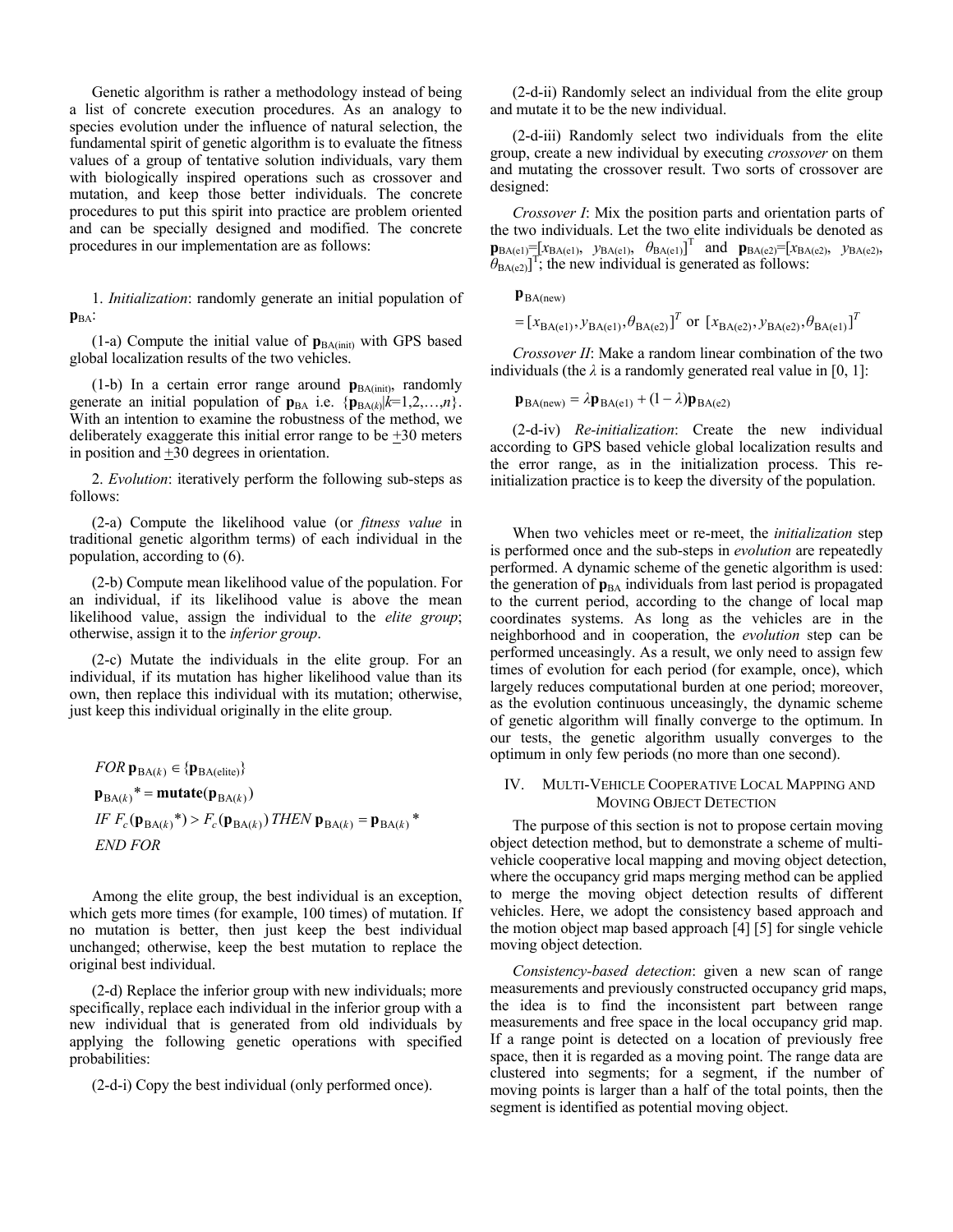Genetic algorithm is rather a methodology instead of being a list of concrete execution procedures. As an analogy to species evolution under the influence of natural selection, the fundamental spirit of genetic algorithm is to evaluate the fitness values of a group of tentative solution individuals, vary them with biologically inspired operations such as crossover and mutation, and keep those better individuals. The concrete procedures to put this spirit into practice are problem oriented and can be specially designed and modified. The concrete procedures in our implementation are as follows:

1. *Initialization*: randomly generate an initial population of $\mathbf{p}_{\mathrm{BA}}$:

(1-a) Compute the initial value of $\mathbf{p}_{\mathrm{BA(init)}}$ with GPS based global localization results of the two vehicles.

(1-b) In a certain error range around $\mathbf{p}_{\mathrm{BA(init)}}$, randomly generate an initial population of $\mathbf{p}_{\mathrm{BA}}$ i.e. $\{\mathbf{p}_{\mathrm{BA}(k)}|k=1,2,\ldots,n\}$. With an intention to examine the robustness of the method, we deliberately exaggerate this initial error range to be $\pm$30 meters in position and $\pm$30 degrees in orientation.

2. *Evolution*: iteratively perform the following sub-steps as follows:

(2-a) Compute the likelihood value (or *fitness value* in traditional genetic algorithm terms) of each individual in the population, according to (6).

(2-b) Compute mean likelihood value of the population. For an individual, if its likelihood value is above the mean likelihood value, assign the individual to the *elite group*; otherwise, assign it to the *inferior group*.

(2-c) Mutate the individuals in the elite group. For an individual, if its mutation has higher likelihood value than its own, then replace this individual with its mutation; otherwise, just keep this individual originally in the elite group.

$$
\begin{aligned}
&\mathit{FOR}\ \mathbf{p}_{\mathrm{BA}(k)} \in \{\mathbf{p}_{\mathrm{BA(elite)}}\}\\
&\mathbf{p}_{\mathrm{BA}(k)}{}^{*} = \mathbf{mutate}(\mathbf{p}_{\mathrm{BA}(k)})\\
&\mathit{IF}\ F_c(\mathbf{p}_{\mathrm{BA}(k)}{}^{*}) > F_c(\mathbf{p}_{\mathrm{BA}(k)})\ \mathit{THEN}\ \mathbf{p}_{\mathrm{BA}(k)} = \mathbf{p}_{\mathrm{BA}(k)}{}^{*}\\
&\mathit{END\ FOR}
\end{aligned}
$$

Among the elite group, the best individual is an exception, which gets more times (for example, 100 times) of mutation. If no mutation is better, then just keep the best individual unchanged; otherwise, keep the best mutation to replace the original best individual.

(2-d) Replace the inferior group with new individuals; more specifically, replace each individual in the inferior group with a new individual that is generated from old individuals by applying the following genetic operations with specified probabilities:

(2-d-i) Copy the best individual (only performed once).

(2-d-ii) Randomly select an individual from the elite group and mutate it to be the new individual.

(2-d-iii) Randomly select two individuals from the elite group, create a new individual by executing *crossover* on them and mutating the crossover result. Two sorts of crossover are designed:

*Crossover I*: Mix the position parts and orientation parts of the two individuals. Let the two elite individuals be denoted as $\mathbf{p}_{\mathrm{BA(e1)}}=[x_{\mathrm{BA(e1)}},\ y_{\mathrm{BA(e1)}},\ \theta_{\mathrm{BA(e1)}}]^{\mathrm{T}}$ and $\mathbf{p}_{\mathrm{BA(e2)}}=[x_{\mathrm{BA(e2)}},\ y_{\mathrm{BA(e2)}},\ \theta_{\mathrm{BA(e2)}}]^{\mathrm{T}}$; the new individual is generated as follows:

$$
\begin{aligned}
&\mathbf{p}_{\mathrm{BA(new)}}\\
&= [x_{\mathrm{BA(e1)}}, y_{\mathrm{BA(e1)}}, \theta_{\mathrm{BA(e2)}}]^T \text{ or } [x_{\mathrm{BA(e2)}}, y_{\mathrm{BA(e2)}}, \theta_{\mathrm{BA(e1)}}]^T
\end{aligned}
$$

*Crossover II*: Make a random linear combination of the two individuals (the $\lambda$ is a randomly generated real value in [0, 1]:

$$
\mathbf{p}_{\mathrm{BA(new)}} = \lambda \mathbf{p}_{\mathrm{BA(e1)}} + (1-\lambda)\mathbf{p}_{\mathrm{BA(e2)}}
$$

(2-d-iv) *Re-initialization*: Create the new individual according to GPS based vehicle global localization results and the error range, as in the initialization process. This re-initialization practice is to keep the diversity of the population.

When two vehicles meet or re-meet, the *initialization* step is performed once and the sub-steps in *evolution* are repeatedly performed. A dynamic scheme of the genetic algorithm is used: the generation of $\mathbf{p}_{\mathrm{BA}}$ individuals from last period is propagated to the current period, according to the change of local map coordinates systems. As long as the vehicles are in the neighborhood and in cooperation, the *evolution* step can be performed unceasingly. As a result, we only need to assign few times of evolution for each period (for example, once), which largely reduces computational burden at one period; moreover, as the evolution continuous unceasingly, the dynamic scheme of genetic algorithm will finally converge to the optimum. In our tests, the genetic algorithm usually converges to the optimum in only few periods (no more than one second).

## IV. Multi-Vehicle Cooperative Local Mapping and Moving Object Detection

The purpose of this section is not to propose certain moving object detection method, but to demonstrate a scheme of multi-vehicle cooperative local mapping and moving object detection, where the occupancy grid maps merging method can be applied to merge the moving object detection results of different vehicles. Here, we adopt the consistency based approach and the motion object map based approach [4] [5] for single vehicle moving object detection.

*Consistency-based detection*: given a new scan of range measurements and previously constructed occupancy grid maps, the idea is to find the inconsistent part between range measurements and free space in the local occupancy grid map. If a range point is detected on a location of previously free space, then it is regarded as a moving point. The range data are clustered into segments; for a segment, if the number of moving points is larger than a half of the total points, then the segment is identified as potential moving object.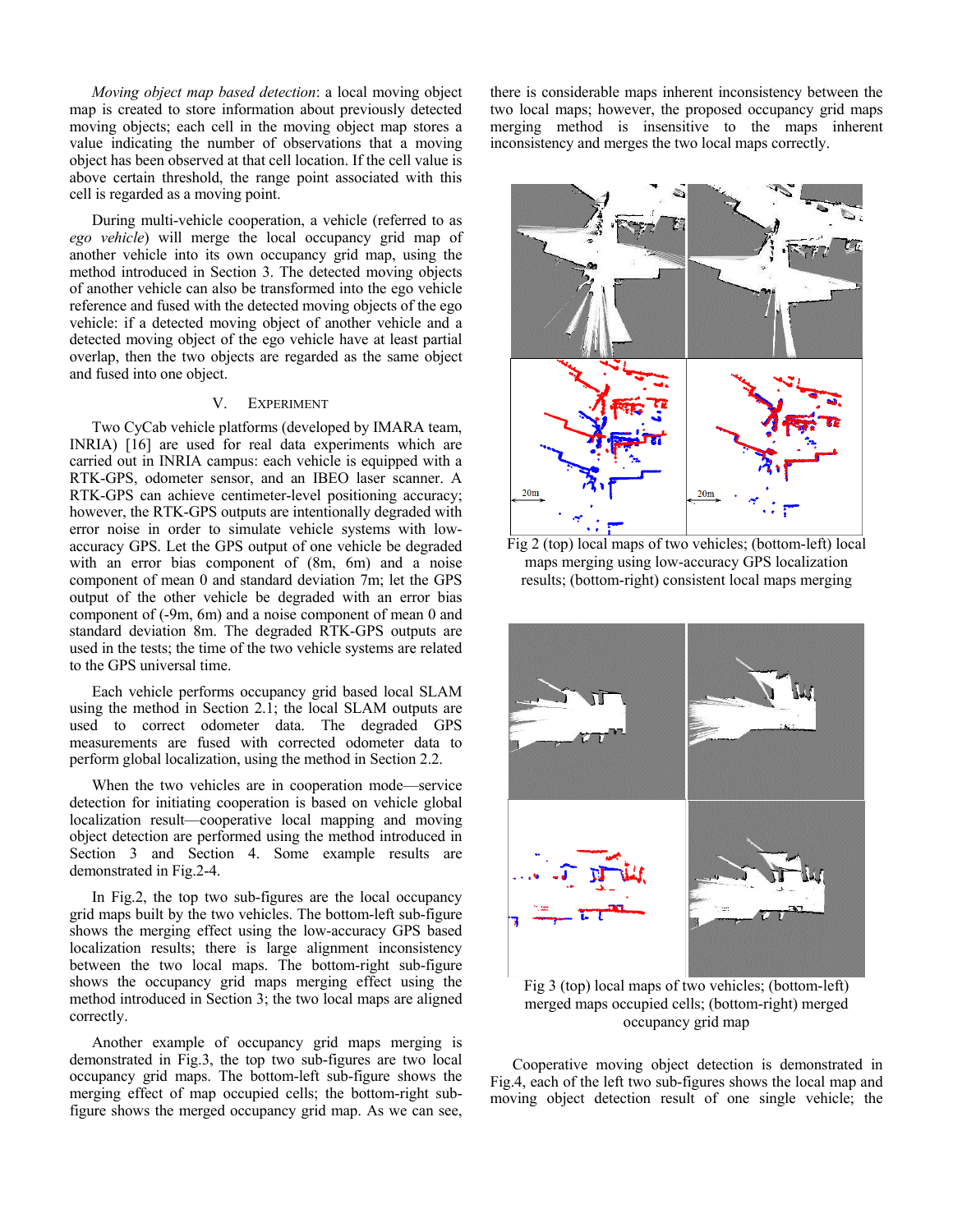*Moving object map based detection*: a local moving object map is created to store information about previously detected moving objects; each cell in the moving object map stores a value indicating the number of observations that a moving object has been observed at that cell location. If the cell value is above certain threshold, the range point associated with this cell is regarded as a moving point.

During multi-vehicle cooperation, a vehicle (referred to as *ego vehicle*) will merge the local occupancy grid map of another vehicle into its own occupancy grid map, using the method introduced in Section 3. The detected moving objects of another vehicle can also be transformed into the ego vehicle reference and fused with the detected moving objects of the ego vehicle: if a detected moving object of another vehicle and a detected moving object of the ego vehicle have at least partial overlap, then the two objects are regarded as the same object and fused into one object.

## V. EXPERIMENT

Two CyCab vehicle platforms (developed by IMARA team, INRIA) [16] are used for real data experiments which are carried out in INRIA campus: each vehicle is equipped with a RTK-GPS, odometer sensor, and an IBEO laser scanner. A RTK-GPS can achieve centimeter-level positioning accuracy; however, the RTK-GPS outputs are intentionally degraded with error noise in order to simulate vehicle systems with low-accuracy GPS. Let the GPS output of one vehicle be degraded with an error bias component of (8m, 6m) and a noise component of mean 0 and standard deviation 7m; let the GPS output of the other vehicle be degraded with an error bias component of (-9m, 6m) and a noise component of mean 0 and standard deviation 8m. The degraded RTK-GPS outputs are used in the tests; the time of the two vehicle systems are related to the GPS universal time.

Each vehicle performs occupancy grid based local SLAM using the method in Section 2.1; the local SLAM outputs are used to correct odometer data. The degraded GPS measurements are fused with corrected odometer data to perform global localization, using the method in Section 2.2.

When the two vehicles are in cooperation mode—service detection for initiating cooperation is based on vehicle global localization result—cooperative local mapping and moving object detection are performed using the method introduced in Section 3 and Section 4. Some example results are demonstrated in Fig.2-4.

In Fig.2, the top two sub-figures are the local occupancy grid maps built by the two vehicles. The bottom-left sub-figure shows the merging effect using the low-accuracy GPS based localization results; there is large alignment inconsistency between the two local maps. The bottom-right sub-figure shows the occupancy grid maps merging effect using the method introduced in Section 3; the two local maps are aligned correctly.

Another example of occupancy grid maps merging is demonstrated in Fig.3, the top two sub-figures are two local occupancy grid maps. The bottom-left sub-figure shows the merging effect of map occupied cells; the bottom-right sub-figure shows the merged occupancy grid map. As we can see, there is considerable maps inherent inconsistency between the two local maps; however, the proposed occupancy grid maps merging method is insensitive to the maps inherent inconsistency and merges the two local maps correctly.

Fig 2 (top) local maps of two vehicles; (bottom-left) local maps merging using low-accuracy GPS localization results; (bottom-right) consistent local maps merging

Fig 3 (top) local maps of two vehicles; (bottom-left) merged maps occupied cells; (bottom-right) merged occupancy grid map

Cooperative moving object detection is demonstrated in Fig.4, each of the left two sub-figures shows the local map and moving object detection result of one single vehicle; the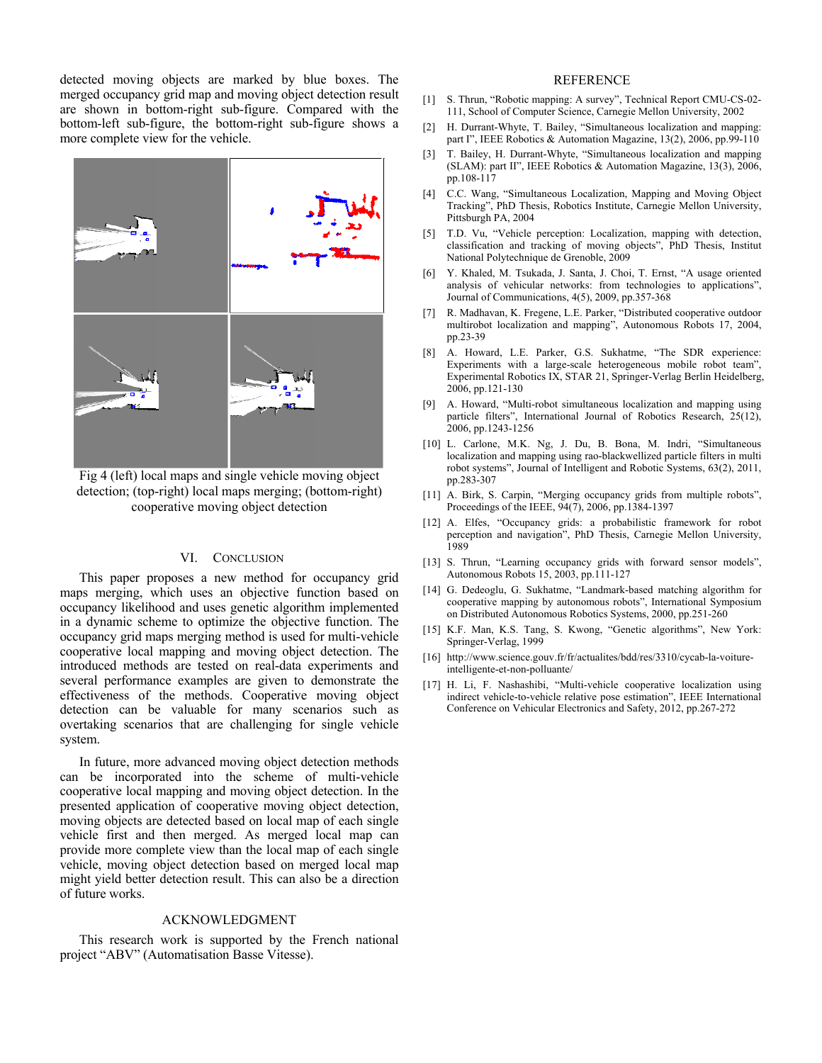detected moving objects are marked by blue boxes. The merged occupancy grid map and moving object detection result are shown in bottom-right sub-figure. Compared with the bottom-left sub-figure, the bottom-right sub-figure shows a more complete view for the vehicle.

Fig 4 (left) local maps and single vehicle moving object detection; (top-right) local maps merging; (bottom-right) cooperative moving object detection

## VI. CONCLUSION

This paper proposes a new method for occupancy grid maps merging, which uses an objective function based on occupancy likelihood and uses genetic algorithm implemented in a dynamic scheme to optimize the objective function. The occupancy grid maps merging method is used for multi-vehicle cooperative local mapping and moving object detection. The introduced methods are tested on real-data experiments and several performance examples are given to demonstrate the effectiveness of the methods. Cooperative moving object detection can be valuable for many scenarios such as overtaking scenarios that are challenging for single vehicle system.

In future, more advanced moving object detection methods can be incorporated into the scheme of multi-vehicle cooperative local mapping and moving object detection. In the presented application of cooperative moving object detection, moving objects are detected based on local map of each single vehicle first and then merged. As merged local map can provide more complete view than the local map of each single vehicle, moving object detection based on merged local map might yield better detection result. This can also be a direction of future works.

## ACKNOWLEDGMENT

This research work is supported by the French national project "ABV" (Automatisation Basse Vitesse).

## REFERENCE

[1] S. Thrun, "Robotic mapping: A survey", Technical Report CMU-CS-02-111, School of Computer Science, Carnegie Mellon University, 2002

[2] H. Durrant-Whyte, T. Bailey, "Simultaneous localization and mapping: part I", IEEE Robotics & Automation Magazine, 13(2), 2006, pp.99-110

[3] T. Bailey, H. Durrant-Whyte, "Simultaneous localization and mapping (SLAM): part II", IEEE Robotics & Automation Magazine, 13(3), 2006, pp.108-117

[4] C.C. Wang, "Simultaneous Localization, Mapping and Moving Object Tracking", PhD Thesis, Robotics Institute, Carnegie Mellon University, Pittsburgh PA, 2004

[5] T.D. Vu, "Vehicle perception: Localization, mapping with detection, classification and tracking of moving objects", PhD Thesis, Institut National Polytechnique de Grenoble, 2009

[6] Y. Khaled, M. Tsukada, J. Santa, J. Choi, T. Ernst, "A usage oriented analysis of vehicular networks: from technologies to applications", Journal of Communications, 4(5), 2009, pp.357-368

[7] R. Madhavan, K. Fregene, L.E. Parker, "Distributed cooperative outdoor multirobot localization and mapping", Autonomous Robots 17, 2004, pp.23-39

[8] A. Howard, L.E. Parker, G.S. Sukhatme, "The SDR experience: Experiments with a large-scale heterogeneous mobile robot team", Experimental Robotics IX, STAR 21, Springer-Verlag Berlin Heidelberg, 2006, pp.121-130

[9] A. Howard, "Multi-robot simultaneous localization and mapping using particle filters", International Journal of Robotics Research, 25(12), 2006, pp.1243-1256

[10] L. Carlone, M.K. Ng, J. Du, B. Bona, M. Indri, "Simultaneous localization and mapping using rao-blackwellized particle filters in multi robot systems", Journal of Intelligent and Robotic Systems, 63(2), 2011, pp.283-307

[11] A. Birk, S. Carpin, "Merging occupancy grids from multiple robots", Proceedings of the IEEE, 94(7), 2006, pp.1384-1397

[12] A. Elfes, "Occupancy grids: a probabilistic framework for robot perception and navigation", PhD Thesis, Carnegie Mellon University, 1989

[13] S. Thrun, "Learning occupancy grids with forward sensor models", Autonomous Robots 15, 2003, pp.111-127

[14] G. Dedeoglu, G. Sukhatme, "Landmark-based matching algorithm for cooperative mapping by autonomous robots", International Symposium on Distributed Autonomous Robotics Systems, 2000, pp.251-260

[15] K.F. Man, K.S. Tang, S. Kwong, "Genetic algorithms", New York: Springer-Verlag, 1999

[16] http://www.science.gouv.fr/fr/actualites/bdd/res/3310/cycab-la-voiture-intelligente-et-non-polluante/

[17] H. Li, F. Nashashibi, "Multi-vehicle cooperative localization using indirect vehicle-to-vehicle relative pose estimation", IEEE International Conference on Vehicular Electronics and Safety, 2012, pp.267-272